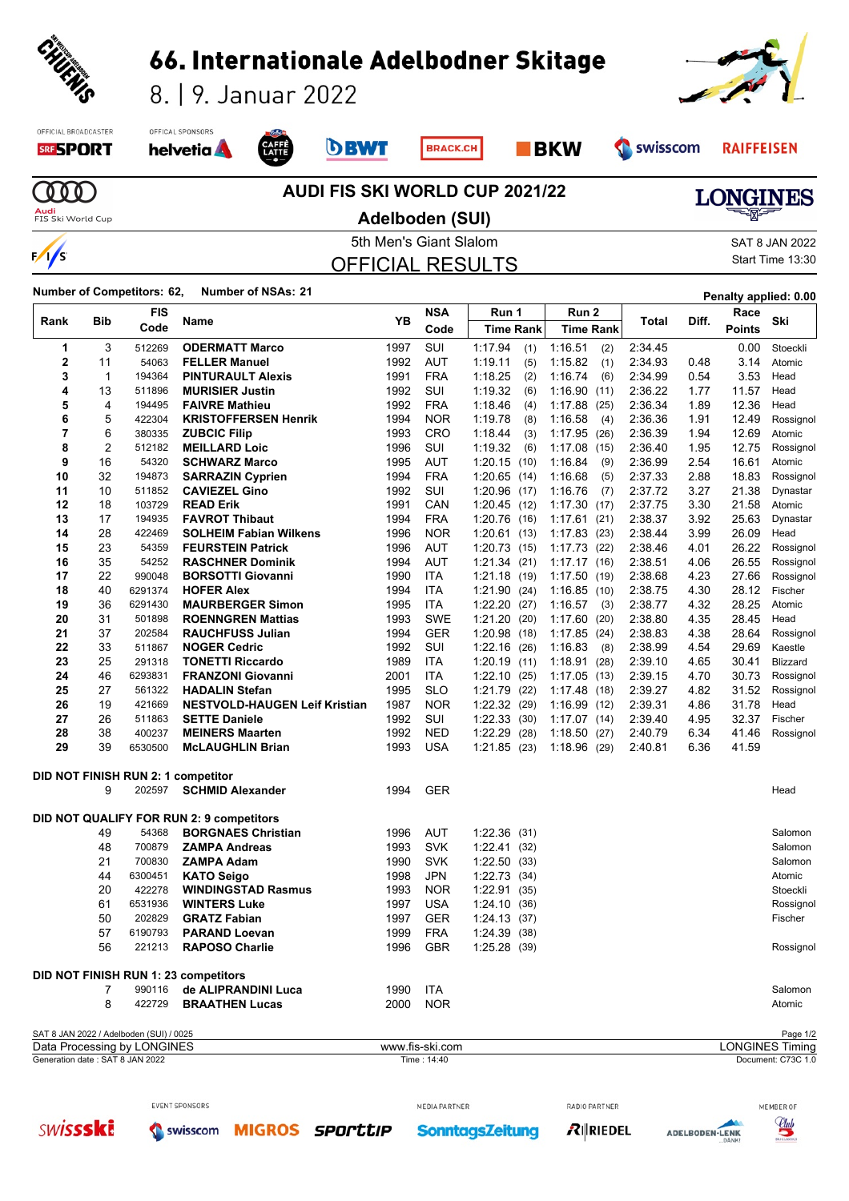# 66. Internationale Adelbodner Skitage

8. | 9. Januar 2022

OFFICIAL BROADCASTER: SRF SPORT
OFFICAL SPONSORS: helvetia, CAFFÈ LATTE, BWT, BRACK.CH, BKW, swisscom, RAIFFEISEN

## AUDI FIS SKI WORLD CUP 2021/22

### Adelboden (SUI)

5th Men's Giant Slalom — SAT 8 JAN 2022

## OFFICIAL RESULTS

Start Time 13:30

**Number of Competitors: 62, Number of NSAs: 21** — Penalty applied: 0.00

| Rank | Bib | FIS Code | Name | YB | NSA Code | Run 1 Time | Run 1 Rank | Run 2 Time | Run 2 Rank | Total | Diff. | Race Points | Ski |
|---|---|---|---|---|---|---|---|---|---|---|---|---|---|
| 1 | 3 | 512269 | **ODERMATT Marco** | 1997 | SUI | 1:17.94 | (1) | 1:16.51 | (2) | 2:34.45 | | 0.00 | Stoeckli |
| 2 | 11 | 54063 | **FELLER Manuel** | 1992 | AUT | 1:19.11 | (5) | 1:15.82 | (1) | 2:34.93 | 0.48 | 3.14 | Atomic |
| 3 | 1 | 194364 | **PINTURAULT Alexis** | 1991 | FRA | 1:18.25 | (2) | 1:16.74 | (6) | 2:34.99 | 0.54 | 3.53 | Head |
| 4 | 13 | 511896 | **MURISIER Justin** | 1992 | SUI | 1:19.32 | (6) | 1:16.90 | (11) | 2:36.22 | 1.77 | 11.57 | Head |
| 5 | 4 | 194495 | **FAIVRE Mathieu** | 1992 | FRA | 1:18.46 | (4) | 1:17.88 | (25) | 2:36.34 | 1.89 | 12.36 | Head |
| 6 | 5 | 422304 | **KRISTOFFERSEN Henrik** | 1994 | NOR | 1:19.78 | (8) | 1:16.58 | (4) | 2:36.36 | 1.91 | 12.49 | Rossignol |
| 7 | 6 | 380335 | **ZUBCIC Filip** | 1993 | CRO | 1:18.44 | (3) | 1:17.95 | (26) | 2:36.39 | 1.94 | 12.69 | Atomic |
| 8 | 2 | 512182 | **MEILLARD Loic** | 1996 | SUI | 1:19.32 | (6) | 1:17.08 | (15) | 2:36.40 | 1.95 | 12.75 | Rossignol |
| 9 | 16 | 54320 | **SCHWARZ Marco** | 1995 | AUT | 1:20.15 | (10) | 1:16.84 | (9) | 2:36.99 | 2.54 | 16.61 | Atomic |
| 10 | 32 | 194873 | **SARRAZIN Cyprien** | 1994 | FRA | 1:20.65 | (14) | 1:16.68 | (5) | 2:37.33 | 2.88 | 18.83 | Rossignol |
| 11 | 10 | 511852 | **CAVIEZEL Gino** | 1992 | SUI | 1:20.96 | (17) | 1:16.76 | (7) | 2:37.72 | 3.27 | 21.38 | Dynastar |
| 12 | 18 | 103729 | **READ Erik** | 1991 | CAN | 1:20.45 | (12) | 1:17.30 | (17) | 2:37.75 | 3.30 | 21.58 | Atomic |
| 13 | 17 | 194935 | **FAVROT Thibaut** | 1994 | FRA | 1:20.76 | (16) | 1:17.61 | (21) | 2:38.37 | 3.92 | 25.63 | Dynastar |
| 14 | 28 | 422469 | **SOLHEIM Fabian Wilkens** | 1996 | NOR | 1:20.61 | (13) | 1:17.83 | (23) | 2:38.44 | 3.99 | 26.09 | Head |
| 15 | 23 | 54359 | **FEURSTEIN Patrick** | 1996 | AUT | 1:20.73 | (15) | 1:17.73 | (22) | 2:38.46 | 4.01 | 26.22 | Rossignol |
| 16 | 35 | 54252 | **RASCHNER Dominik** | 1994 | AUT | 1:21.34 | (21) | 1:17.17 | (16) | 2:38.51 | 4.06 | 26.55 | Rossignol |
| 17 | 22 | 990048 | **BORSOTTI Giovanni** | 1990 | ITA | 1:21.18 | (19) | 1:17.50 | (19) | 2:38.68 | 4.23 | 27.66 | Rossignol |
| 18 | 40 | 6291374 | **HOFER Alex** | 1994 | ITA | 1:21.90 | (24) | 1:16.85 | (10) | 2:38.75 | 4.30 | 28.12 | Fischer |
| 19 | 36 | 6291430 | **MAURBERGER Simon** | 1995 | ITA | 1:22.20 | (27) | 1:16.57 | (3) | 2:38.77 | 4.32 | 28.25 | Atomic |
| 20 | 31 | 501898 | **ROENNGREN Mattias** | 1993 | SWE | 1:21.20 | (20) | 1:17.60 | (20) | 2:38.80 | 4.35 | 28.45 | Head |
| 21 | 37 | 202584 | **RAUCHFUSS Julian** | 1994 | GER | 1:20.98 | (18) | 1:17.85 | (24) | 2:38.83 | 4.38 | 28.64 | Rossignol |
| 22 | 33 | 511867 | **NOGER Cedric** | 1992 | SUI | 1:22.16 | (26) | 1:16.83 | (8) | 2:38.99 | 4.54 | 29.69 | Kaestle |
| 23 | 25 | 291318 | **TONETTI Riccardo** | 1989 | ITA | 1:20.19 | (11) | 1:18.91 | (28) | 2:39.10 | 4.65 | 30.41 | Blizzard |
| 24 | 46 | 6293831 | **FRANZONI Giovanni** | 2001 | ITA | 1:22.10 | (25) | 1:17.05 | (13) | 2:39.15 | 4.70 | 30.73 | Rossignol |
| 25 | 27 | 561322 | **HADALIN Stefan** | 1995 | SLO | 1:21.79 | (22) | 1:17.48 | (18) | 2:39.27 | 4.82 | 31.52 | Rossignol |
| 26 | 19 | 421669 | **NESTVOLD-HAUGEN Leif Kristian** | 1987 | NOR | 1:22.32 | (29) | 1:16.99 | (12) | 2:39.31 | 4.86 | 31.78 | Head |
| 27 | 26 | 511863 | **SETTE Daniele** | 1992 | SUI | 1:22.33 | (30) | 1:17.07 | (14) | 2:39.40 | 4.95 | 32.37 | Fischer |
| 28 | 38 | 400237 | **MEINERS Maarten** | 1992 | NED | 1:22.29 | (28) | 1:18.50 | (27) | 2:40.79 | 6.34 | 41.46 | Rossignol |
| 29 | 39 | 6530500 | **McLAUGHLIN Brian** | 1993 | USA | 1:21.85 | (23) | 1:18.96 | (29) | 2:40.81 | 6.36 | 41.59 | |

**DID NOT FINISH RUN 2: 1 competitor**

| Bib | FIS Code | Name | YB | NSA Code | Ski |
|---|---|---|---|---|---|
| 9 | 202597 | **SCHMID Alexander** | 1994 | GER | Head |

**DID NOT QUALIFY FOR RUN 2: 9 competitors**

| Bib | FIS Code | Name | YB | NSA Code | Run 1 Time | Run 1 Rank | Ski |
|---|---|---|---|---|---|---|---|
| 49 | 54368 | **BORGNAES Christian** | 1996 | AUT | 1:22.36 | (31) | Salomon |
| 48 | 700879 | **ZAMPA Andreas** | 1993 | SVK | 1:22.41 | (32) | Salomon |
| 21 | 700830 | **ZAMPA Adam** | 1990 | SVK | 1:22.50 | (33) | Salomon |
| 44 | 6300451 | **KATO Seigo** | 1998 | JPN | 1:22.73 | (34) | Atomic |
| 20 | 422278 | **WINDINGSTAD Rasmus** | 1993 | NOR | 1:22.91 | (35) | Stoeckli |
| 61 | 6531936 | **WINTERS Luke** | 1997 | USA | 1:24.10 | (36) | Rossignol |
| 50 | 202829 | **GRATZ Fabian** | 1997 | GER | 1:24.13 | (37) | Fischer |
| 57 | 6190793 | **PARAND Loevan** | 1999 | FRA | 1:24.39 | (38) | |
| 56 | 221213 | **RAPOSO Charlie** | 1996 | GBR | 1:25.28 | (39) | Rossignol |

**DID NOT FINISH RUN 1: 23 competitors**

| Bib | FIS Code | Name | YB | NSA Code | Ski |
|---|---|---|---|---|---|
| 7 | 990116 | **de ALIPRANDINI Luca** | 1990 | ITA | Salomon |
| 8 | 422729 | **BRAATHEN Lucas** | 2000 | NOR | Atomic |

SAT 8 JAN 2022 / Adelboden (SUI) / 0025

Data Processing by LONGINES — www.fis-ski.com — LONGINES Timing

Generation date : SAT 8 JAN 2022 — Time : 14:40 — Document: C73C 1.0

EVENT SPONSORS: swissski, swisscom, MIGROS, sporttip — MEDIA PARTNER: SonntagsZeitung — RADIO PARTNER: RIEDEL — MEMBER OF: ADELBODEN-LENK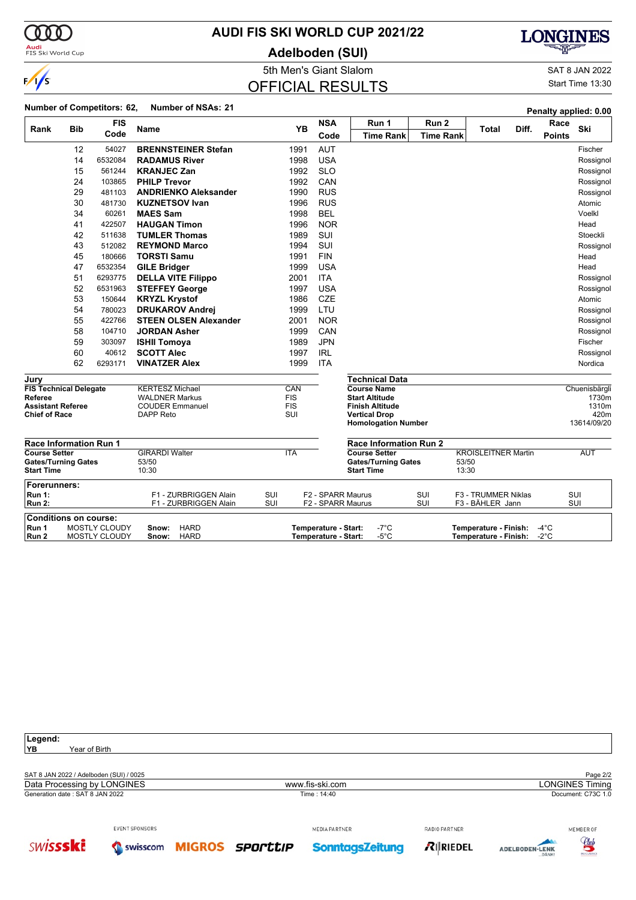# AUDI FIS SKI WORLD CUP 2021/22

## Adelboden (SUI)

5th Men's Giant Slalom

SAT 8 JAN 2022

Start Time 13:30

## OFFICIAL RESULTS

**Number of Competitors: 62, Number of NSAs: 21**

**Penalty applied: 0.00**

| Rank | Bib | FIS Code | Name | YB | NSA Code | Run 1 Time Rank | Run 2 Time Rank | Total | Diff. | Race Points | Ski |
|---|---|---|---|---|---|---|---|---|---|---|---|
| | 12 | 54027 | **BRENNSTEINER Stefan** | 1991 | AUT | | | | | | Fischer |
| | 14 | 6532084 | **RADAMUS River** | 1998 | USA | | | | | | Rossignol |
| | 15 | 561244 | **KRANJEC Zan** | 1992 | SLO | | | | | | Rossignol |
| | 24 | 103865 | **PHILP Trevor** | 1992 | CAN | | | | | | Rossignol |
| | 29 | 481103 | **ANDRIENKO Aleksander** | 1990 | RUS | | | | | | Rossignol |
| | 30 | 481730 | **KUZNETSOV Ivan** | 1996 | RUS | | | | | | Atomic |
| | 34 | 60261 | **MAES Sam** | 1998 | BEL | | | | | | Voelkl |
| | 41 | 422507 | **HAUGAN Timon** | 1996 | NOR | | | | | | Head |
| | 42 | 511638 | **TUMLER Thomas** | 1989 | SUI | | | | | | Stoeckli |
| | 43 | 512082 | **REYMOND Marco** | 1994 | SUI | | | | | | Rossignol |
| | 45 | 180666 | **TORSTI Samu** | 1991 | FIN | | | | | | Head |
| | 47 | 6532354 | **GILE Bridger** | 1999 | USA | | | | | | Head |
| | 51 | 6293775 | **DELLA VITE Filippo** | 2001 | ITA | | | | | | Rossignol |
| | 52 | 6531963 | **STEFFEY George** | 1997 | USA | | | | | | Rossignol |
| | 53 | 150644 | **KRYZL Krystof** | 1986 | CZE | | | | | | Atomic |
| | 54 | 780023 | **DRUKAROV Andrej** | 1999 | LTU | | | | | | Rossignol |
| | 55 | 422766 | **STEEN OLSEN Alexander** | 2001 | NOR | | | | | | Rossignol |
| | 58 | 104710 | **JORDAN Asher** | 1999 | CAN | | | | | | Rossignol |
| | 59 | 303097 | **ISHII Tomoya** | 1989 | JPN | | | | | | Fischer |
| | 60 | 40612 | **SCOTT Alec** | 1997 | IRL | | | | | | Rossignol |
| | 62 | 6293171 | **VINATZER Alex** | 1999 | ITA | | | | | | Nordica |

### Jury

| | | |
|---|---|---|
| **FIS Technical Delegate** | KERTESZ Michael | CAN |
| **Referee** | WALDNER Markus | FIS |
| **Assistant Referee** | COUDER Emmanuel | FIS |
| **Chief of Race** | DAPP Reto | SUI |

### Technical Data

| | |
|---|---|
| **Course Name** | Chuenisbärgli |
| **Start Altitude** | 1730m |
| **Finish Altitude** | 1310m |
| **Vertical Drop** | 420m |
| **Homologation Number** | 13614/09/20 |

### Race Information Run 1

| | | |
|---|---|---|
| **Course Setter** | GIRARDI Walter | ITA |
| **Gates/Turning Gates** | 53/50 | |
| **Start Time** | 10:30 | |

### Race Information Run 2

| | | |
|---|---|---|
| **Course Setter** | KROISLEITNER Martin | AUT |
| **Gates/Turning Gates** | 53/50 | |
| **Start Time** | 13:30 | |

### Forerunners:

| | | | | | | |
|---|---|---|---|---|---|---|
| **Run 1:** | F1 - ZURBRIGGEN Alain | SUI | F2 - SPARR Maurus | SUI | F3 - TRUMMER Niklas | SUI |
| **Run 2:** | F1 - ZURBRIGGEN Alain | SUI | F2 - SPARR Maurus | SUI | F3 - BÄHLER Jann | SUI |

### Conditions on course:

| | | | | |
|---|---|---|---|---|
| **Run 1** | MOSTLY CLOUDY | **Snow:** HARD | **Temperature - Start:** -7°C | **Temperature - Finish:** -4°C |
| **Run 2** | MOSTLY CLOUDY | **Snow:** HARD | **Temperature - Start:** -5°C | **Temperature - Finish:** -2°C |

**Legend:**

**YB** Year of Birth

SAT 8 JAN 2022 / Adelboden (SUI) / 0025

Data Processing by LONGINES — www.fis-ski.com — LONGINES Timing

Generation date : SAT 8 JAN 2022 — Time : 14:40 — Document: C73C 1.0

EVENT SPONSORS — MEDIA PARTNER — RADIO PARTNER — MEMBER OF